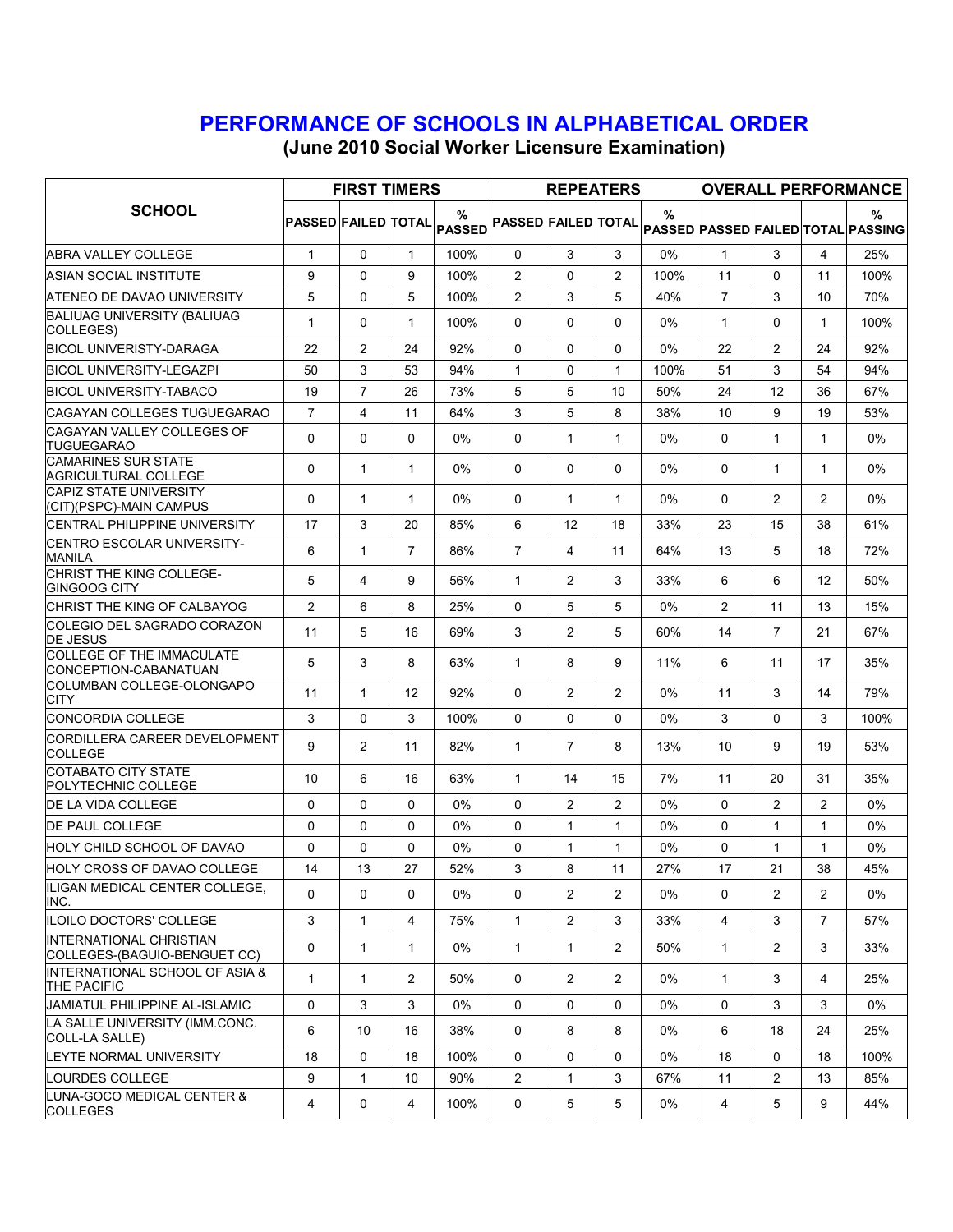# PERFORMANCE OF SCHOOLS IN ALPHABETICAL ORDER

## (June 2010 Social Worker Licensure Examination)

| SCHOOL | FIRST TIMERS | | | | REPEATERS | | | | OVERALL PERFORMANCE | | | |
|---|---|---|---|---|---|---|---|---|---|---|---|---|
| | PASSED | FAILED | TOTAL | % PASSED | PASSED | FAILED | TOTAL | % PASSED | PASSED | FAILED | TOTAL | % PASSING |
| ABRA VALLEY COLLEGE | 1 | 0 | 1 | 100% | 0 | 3 | 3 | 0% | 1 | 3 | 4 | 25% |
| ASIAN SOCIAL INSTITUTE | 9 | 0 | 9 | 100% | 2 | 0 | 2 | 100% | 11 | 0 | 11 | 100% |
| ATENEO DE DAVAO UNIVERSITY | 5 | 0 | 5 | 100% | 2 | 3 | 5 | 40% | 7 | 3 | 10 | 70% |
| BALIUAG UNIVERSITY (BALIUAG COLLEGES) | 1 | 0 | 1 | 100% | 0 | 0 | 0 | 0% | 1 | 0 | 1 | 100% |
| BICOL UNIVERISTY-DARAGA | 22 | 2 | 24 | 92% | 0 | 0 | 0 | 0% | 22 | 2 | 24 | 92% |
| BICOL UNIVERSITY-LEGAZPI | 50 | 3 | 53 | 94% | 1 | 0 | 1 | 100% | 51 | 3 | 54 | 94% |
| BICOL UNIVERSITY-TABACO | 19 | 7 | 26 | 73% | 5 | 5 | 10 | 50% | 24 | 12 | 36 | 67% |
| CAGAYAN COLLEGES TUGUEGARAO | 7 | 4 | 11 | 64% | 3 | 5 | 8 | 38% | 10 | 9 | 19 | 53% |
| CAGAYAN VALLEY COLLEGES OF TUGUEGARAO | 0 | 0 | 0 | 0% | 0 | 1 | 1 | 0% | 0 | 1 | 1 | 0% |
| CAMARINES SUR STATE AGRICULTURAL COLLEGE | 0 | 1 | 1 | 0% | 0 | 0 | 0 | 0% | 0 | 1 | 1 | 0% |
| CAPIZ STATE UNIVERSITY (CIT)(PSPC)-MAIN CAMPUS | 0 | 1 | 1 | 0% | 0 | 1 | 1 | 0% | 0 | 2 | 2 | 0% |
| CENTRAL PHILIPPINE UNIVERSITY | 17 | 3 | 20 | 85% | 6 | 12 | 18 | 33% | 23 | 15 | 38 | 61% |
| CENTRO ESCOLAR UNIVERSITY-MANILA | 6 | 1 | 7 | 86% | 7 | 4 | 11 | 64% | 13 | 5 | 18 | 72% |
| CHRIST THE KING COLLEGE-GINGOOG CITY | 5 | 4 | 9 | 56% | 1 | 2 | 3 | 33% | 6 | 6 | 12 | 50% |
| CHRIST THE KING OF CALBAYOG | 2 | 6 | 8 | 25% | 0 | 5 | 5 | 0% | 2 | 11 | 13 | 15% |
| COLEGIO DEL SAGRADO CORAZON DE JESUS | 11 | 5 | 16 | 69% | 3 | 2 | 5 | 60% | 14 | 7 | 21 | 67% |
| COLLEGE OF THE IMMACULATE CONCEPTION-CABANATUAN | 5 | 3 | 8 | 63% | 1 | 8 | 9 | 11% | 6 | 11 | 17 | 35% |
| COLUMBAN COLLEGE-OLONGAPO CITY | 11 | 1 | 12 | 92% | 0 | 2 | 2 | 0% | 11 | 3 | 14 | 79% |
| CONCORDIA COLLEGE | 3 | 0 | 3 | 100% | 0 | 0 | 0 | 0% | 3 | 0 | 3 | 100% |
| CORDILLERA CAREER DEVELOPMENT COLLEGE | 9 | 2 | 11 | 82% | 1 | 7 | 8 | 13% | 10 | 9 | 19 | 53% |
| COTABATO CITY STATE POLYTECHNIC COLLEGE | 10 | 6 | 16 | 63% | 1 | 14 | 15 | 7% | 11 | 20 | 31 | 35% |
| DE LA VIDA COLLEGE | 0 | 0 | 0 | 0% | 0 | 2 | 2 | 0% | 0 | 2 | 2 | 0% |
| DE PAUL COLLEGE | 0 | 0 | 0 | 0% | 0 | 1 | 1 | 0% | 0 | 1 | 1 | 0% |
| HOLY CHILD SCHOOL OF DAVAO | 0 | 0 | 0 | 0% | 0 | 1 | 1 | 0% | 0 | 1 | 1 | 0% |
| HOLY CROSS OF DAVAO COLLEGE | 14 | 13 | 27 | 52% | 3 | 8 | 11 | 27% | 17 | 21 | 38 | 45% |
| ILIGAN MEDICAL CENTER COLLEGE, INC. | 0 | 0 | 0 | 0% | 0 | 2 | 2 | 0% | 0 | 2 | 2 | 0% |
| ILOILO DOCTORS' COLLEGE | 3 | 1 | 4 | 75% | 1 | 2 | 3 | 33% | 4 | 3 | 7 | 57% |
| INTERNATIONAL CHRISTIAN COLLEGES-(BAGUIO-BENGUET CC) | 0 | 1 | 1 | 0% | 1 | 1 | 2 | 50% | 1 | 2 | 3 | 33% |
| INTERNATIONAL SCHOOL OF ASIA & THE PACIFIC | 1 | 1 | 2 | 50% | 0 | 2 | 2 | 0% | 1 | 3 | 4 | 25% |
| JAMIATUL PHILIPPINE AL-ISLAMIC | 0 | 3 | 3 | 0% | 0 | 0 | 0 | 0% | 0 | 3 | 3 | 0% |
| LA SALLE UNIVERSITY (IMM.CONC. COLL-LA SALLE) | 6 | 10 | 16 | 38% | 0 | 8 | 8 | 0% | 6 | 18 | 24 | 25% |
| LEYTE NORMAL UNIVERSITY | 18 | 0 | 18 | 100% | 0 | 0 | 0 | 0% | 18 | 0 | 18 | 100% |
| LOURDES COLLEGE | 9 | 1 | 10 | 90% | 2 | 1 | 3 | 67% | 11 | 2 | 13 | 85% |
| LUNA-GOCO MEDICAL CENTER & COLLEGES | 4 | 0 | 4 | 100% | 0 | 5 | 5 | 0% | 4 | 5 | 9 | 44% |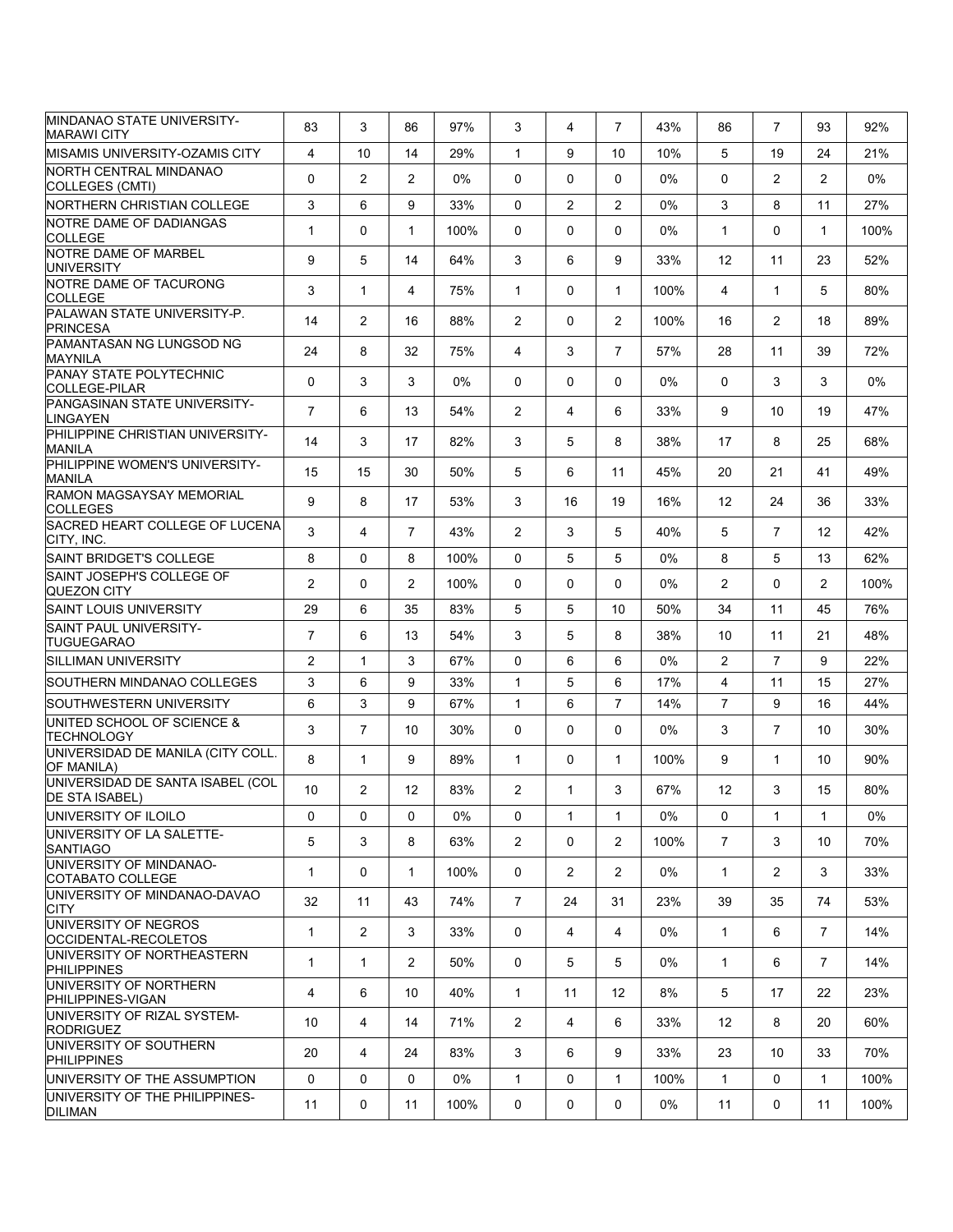| | | | | | | | | | | | | |
|---|---|---|---|---|---|---|---|---|---|---|---|---|
| MINDANAO STATE UNIVERSITY-MARAWI CITY | 83 | 3 | 86 | 97% | 3 | 4 | 7 | 43% | 86 | 7 | 93 | 92% |
| MISAMIS UNIVERSITY-OZAMIS CITY | 4 | 10 | 14 | 29% | 1 | 9 | 10 | 10% | 5 | 19 | 24 | 21% |
| NORTH CENTRAL MINDANAO COLLEGES (CMTI) | 0 | 2 | 2 | 0% | 0 | 0 | 0 | 0% | 0 | 2 | 2 | 0% |
| NORTHERN CHRISTIAN COLLEGE | 3 | 6 | 9 | 33% | 0 | 2 | 2 | 0% | 3 | 8 | 11 | 27% |
| NOTRE DAME OF DADIANGAS COLLEGE | 1 | 0 | 1 | 100% | 0 | 0 | 0 | 0% | 1 | 0 | 1 | 100% |
| NOTRE DAME OF MARBEL UNIVERSITY | 9 | 5 | 14 | 64% | 3 | 6 | 9 | 33% | 12 | 11 | 23 | 52% |
| NOTRE DAME OF TACURONG COLLEGE | 3 | 1 | 4 | 75% | 1 | 0 | 1 | 100% | 4 | 1 | 5 | 80% |
| PALAWAN STATE UNIVERSITY-P. PRINCESA | 14 | 2 | 16 | 88% | 2 | 0 | 2 | 100% | 16 | 2 | 18 | 89% |
| PAMANTASAN NG LUNGSOD NG MAYNILA | 24 | 8 | 32 | 75% | 4 | 3 | 7 | 57% | 28 | 11 | 39 | 72% |
| PANAY STATE POLYTECHNIC COLLEGE-PILAR | 0 | 3 | 3 | 0% | 0 | 0 | 0 | 0% | 0 | 3 | 3 | 0% |
| PANGASINAN STATE UNIVERSITY-LINGAYEN | 7 | 6 | 13 | 54% | 2 | 4 | 6 | 33% | 9 | 10 | 19 | 47% |
| PHILIPPINE CHRISTIAN UNIVERSITY-MANILA | 14 | 3 | 17 | 82% | 3 | 5 | 8 | 38% | 17 | 8 | 25 | 68% |
| PHILIPPINE WOMEN'S UNIVERSITY-MANILA | 15 | 15 | 30 | 50% | 5 | 6 | 11 | 45% | 20 | 21 | 41 | 49% |
| RAMON MAGSAYSAY MEMORIAL COLLEGES | 9 | 8 | 17 | 53% | 3 | 16 | 19 | 16% | 12 | 24 | 36 | 33% |
| SACRED HEART COLLEGE OF LUCENA CITY, INC. | 3 | 4 | 7 | 43% | 2 | 3 | 5 | 40% | 5 | 7 | 12 | 42% |
| SAINT BRIDGET'S COLLEGE | 8 | 0 | 8 | 100% | 0 | 5 | 5 | 0% | 8 | 5 | 13 | 62% |
| SAINT JOSEPH'S COLLEGE OF QUEZON CITY | 2 | 0 | 2 | 100% | 0 | 0 | 0 | 0% | 2 | 0 | 2 | 100% |
| SAINT LOUIS UNIVERSITY | 29 | 6 | 35 | 83% | 5 | 5 | 10 | 50% | 34 | 11 | 45 | 76% |
| SAINT PAUL UNIVERSITY-TUGUEGARAO | 7 | 6 | 13 | 54% | 3 | 5 | 8 | 38% | 10 | 11 | 21 | 48% |
| SILLIMAN UNIVERSITY | 2 | 1 | 3 | 67% | 0 | 6 | 6 | 0% | 2 | 7 | 9 | 22% |
| SOUTHERN MINDANAO COLLEGES | 3 | 6 | 9 | 33% | 1 | 5 | 6 | 17% | 4 | 11 | 15 | 27% |
| SOUTHWESTERN UNIVERSITY | 6 | 3 | 9 | 67% | 1 | 6 | 7 | 14% | 7 | 9 | 16 | 44% |
| UNITED SCHOOL OF SCIENCE & TECHNOLOGY | 3 | 7 | 10 | 30% | 0 | 0 | 0 | 0% | 3 | 7 | 10 | 30% |
| UNIVERSIDAD DE MANILA (CITY COLL. OF MANILA) | 8 | 1 | 9 | 89% | 1 | 0 | 1 | 100% | 9 | 1 | 10 | 90% |
| UNIVERSIDAD DE SANTA ISABEL (COL DE STA ISABEL) | 10 | 2 | 12 | 83% | 2 | 1 | 3 | 67% | 12 | 3 | 15 | 80% |
| UNIVERSITY OF ILOILO | 0 | 0 | 0 | 0% | 0 | 1 | 1 | 0% | 0 | 1 | 1 | 0% |
| UNIVERSITY OF LA SALETTE-SANTIAGO | 5 | 3 | 8 | 63% | 2 | 0 | 2 | 100% | 7 | 3 | 10 | 70% |
| UNIVERSITY OF MINDANAO-COTABATO COLLEGE | 1 | 0 | 1 | 100% | 0 | 2 | 2 | 0% | 1 | 2 | 3 | 33% |
| UNIVERSITY OF MINDANAO-DAVAO CITY | 32 | 11 | 43 | 74% | 7 | 24 | 31 | 23% | 39 | 35 | 74 | 53% |
| UNIVERSITY OF NEGROS OCCIDENTAL-RECOLETOS | 1 | 2 | 3 | 33% | 0 | 4 | 4 | 0% | 1 | 6 | 7 | 14% |
| UNIVERSITY OF NORTHEASTERN PHILIPPINES | 1 | 1 | 2 | 50% | 0 | 5 | 5 | 0% | 1 | 6 | 7 | 14% |
| UNIVERSITY OF NORTHERN PHILIPPINES-VIGAN | 4 | 6 | 10 | 40% | 1 | 11 | 12 | 8% | 5 | 17 | 22 | 23% |
| UNIVERSITY OF RIZAL SYSTEM-RODRIGUEZ | 10 | 4 | 14 | 71% | 2 | 4 | 6 | 33% | 12 | 8 | 20 | 60% |
| UNIVERSITY OF SOUTHERN PHILIPPINES | 20 | 4 | 24 | 83% | 3 | 6 | 9 | 33% | 23 | 10 | 33 | 70% |
| UNIVERSITY OF THE ASSUMPTION | 0 | 0 | 0 | 0% | 1 | 0 | 1 | 100% | 1 | 0 | 1 | 100% |
| UNIVERSITY OF THE PHILIPPINES-DILIMAN | 11 | 0 | 11 | 100% | 0 | 0 | 0 | 0% | 11 | 0 | 11 | 100% |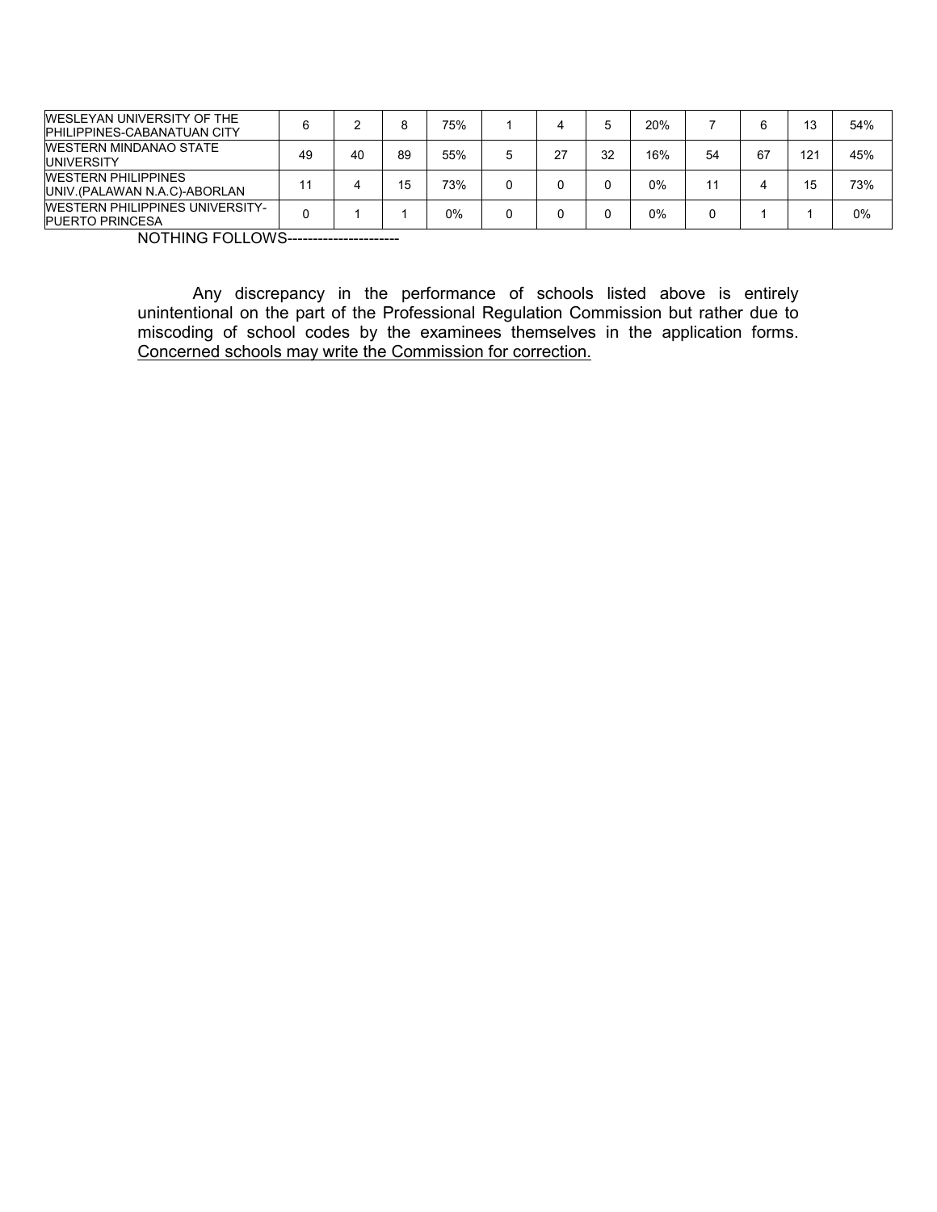| | | | | | | | | | | | | |
|---|---|---|---|---|---|---|---|---|---|---|---|---|
| WESLEYAN UNIVERSITY OF THE PHILIPPINES-CABANATUAN CITY | 6 | 2 | 8 | 75% | 1 | 4 | 5 | 20% | 7 | 6 | 13 | 54% |
| WESTERN MINDANAO STATE UNIVERSITY | 49 | 40 | 89 | 55% | 5 | 27 | 32 | 16% | 54 | 67 | 121 | 45% |
| WESTERN PHILIPPINES UNIV.(PALAWAN N.A.C)-ABORLAN | 11 | 4 | 15 | 73% | 0 | 0 | 0 | 0% | 11 | 4 | 15 | 73% |
| WESTERN PHILIPPINES UNIVERSITY-PUERTO PRINCESA | 0 | 1 | 1 | 0% | 0 | 0 | 0 | 0% | 0 | 1 | 1 | 0% |

NOTHING FOLLOWS----------------------

Any discrepancy in the performance of schools listed above is entirely unintentional on the part of the Professional Regulation Commission but rather due to miscoding of school codes by the examinees themselves in the application forms. <u>Concerned schools may write the Commission for correction.</u>